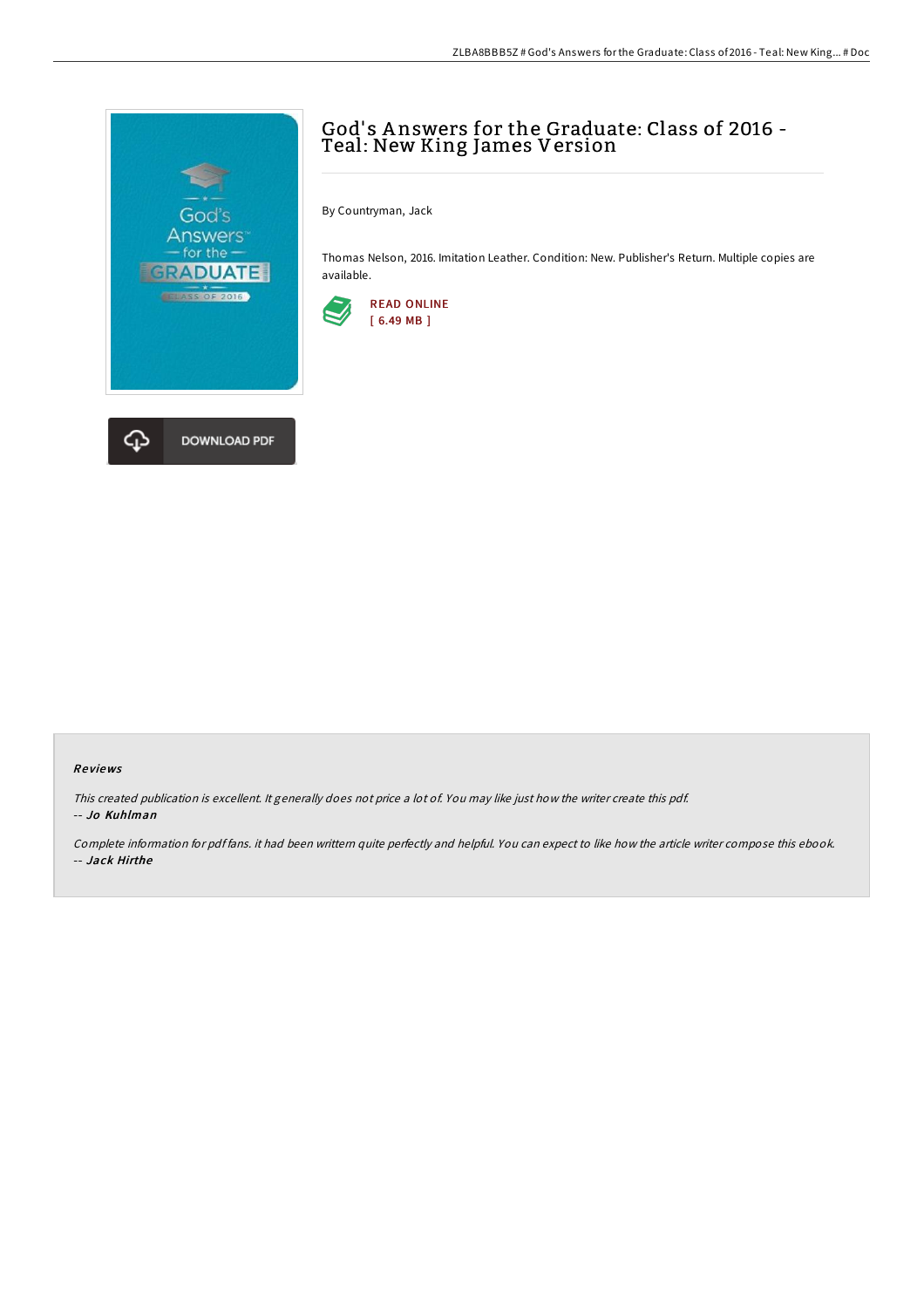# God's Answers for the Graduate: Class of 2016 - Teal: New King James Version

By Countryman, Jack

Thomas Nelson, 2016. Imitation Leather. Condition: New. Publisher's Return. Multiple copies are available.

READ ONLINE
[ 6.49 MB ]

DOWNLOAD PDF

### Reviews

*This created publication is excellent. It generally does not price a lot of. You may like just how the writer create this pdf.*
*-- Jo Kuhlman*

*Complete information for pdf fans. it had been writtern quite perfectly and helpful. You can expect to like how the article writer compose this ebook.*
*-- Jack Hirthe*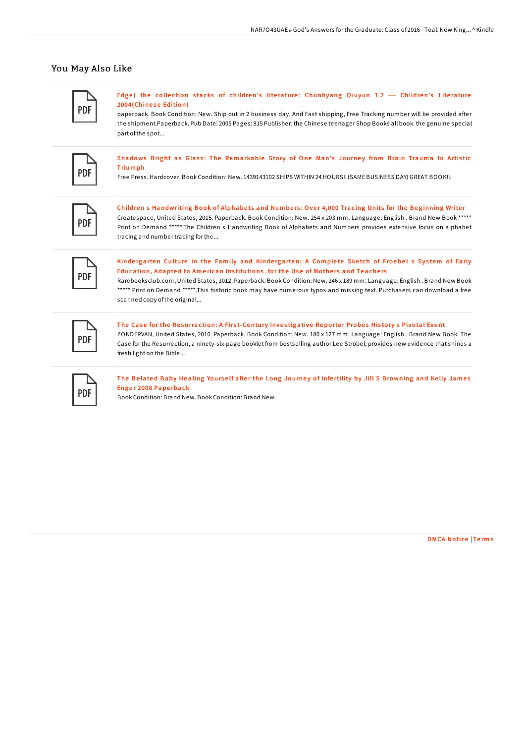## You May Also Like

**Edge] the collection stacks of children's literature: Chunhyang Qiuyun 1.2 --- Children's Literature 2004(Chinese Edition)**

paperback. Book Condition: New. Ship out in 2 business day, And Fast shipping, Free Tracking number will be provided after the shipment.Paperback. Pub Date: 2005 Pages: 815 Publisher: the Chinese teenager Shop Books all book. the genuine special part of the spot...

**Shadows Bright as Glass: The Remarkable Story of One Man's Journey from Brain Trauma to Artistic Triumph**

Free Press. Hardcover. Book Condition: New. 1439143102 SHIPS WITHIN 24 HOURS!! (SAME BUSINESS DAY) GREAT BOOK!!.

**Children s Handwriting Book of Alphabets and Numbers: Over 4,000 Tracing Units for the Beginning Writer**

Createspace, United States, 2015. Paperback. Book Condition: New. 254 x 203 mm. Language: English . Brand New Book ***** Print on Demand *****.The Children s Handwriting Book of Alphabets and Numbers provides extensive focus on alphabet tracing and number tracing for the...

**Kindergarten Culture in the Family and Kindergarten; A Complete Sketch of Froebel s System of Early Education, Adapted to American Institutions. for the Use of Mothers and Teachers**

Rarebooksclub.com, United States, 2012. Paperback. Book Condition: New. 246 x 189 mm. Language: English . Brand New Book ***** Print on Demand *****.This historic book may have numerous typos and missing text. Purchasers can download a free scanned copy of the original...

**The Case for the Resurrection: A First-Century Investigative Reporter Probes History s Pivotal Event**

ZONDERVAN, United States, 2010. Paperback. Book Condition: New. 180 x 127 mm. Language: English . Brand New Book. The Case for the Resurrection, a ninety-six-page booklet from bestselling author Lee Strobel, provides new evidence that shines a fresh light on the Bible...

**The Belated Baby Healing Yourself after the Long Journey of Infertility by Jill S Browning and Kelly James Enger 2008 Paperback**

Book Condition: Brand New. Book Condition: Brand New.

DMCA Notice | Terms